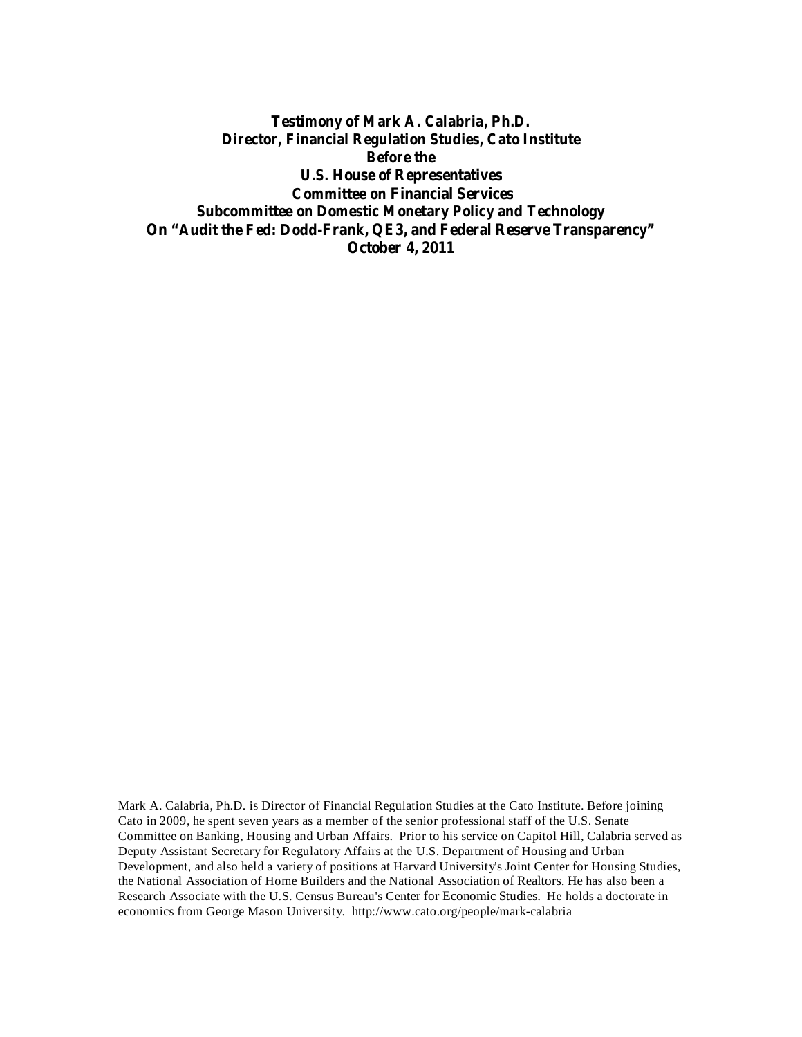**Testimony of Mark A. Calabria, Ph.D.**
**Director, Financial Regulation Studies, Cato Institute**
**Before the**
**U.S. House of Representatives**
**Committee on Financial Services**
**Subcommittee on Domestic Monetary Policy and Technology**
**On "Audit the Fed: Dodd-Frank, QE3, and Federal Reserve Transparency"**
**October 4, 2011**

Mark A. Calabria, Ph.D. is Director of Financial Regulation Studies at the Cato Institute. Before joining Cato in 2009, he spent seven years as a member of the senior professional staff of the U.S. Senate Committee on Banking, Housing and Urban Affairs. Prior to his service on Capitol Hill, Calabria served as Deputy Assistant Secretary for Regulatory Affairs at the U.S. Department of Housing and Urban Development, and also held a variety of positions at Harvard University's Joint Center for Housing Studies, the National Association of Home Builders and the National Association of Realtors. He has also been a Research Associate with the U.S. Census Bureau's Center for Economic Studies. He holds a doctorate in economics from George Mason University. http://www.cato.org/people/mark-calabria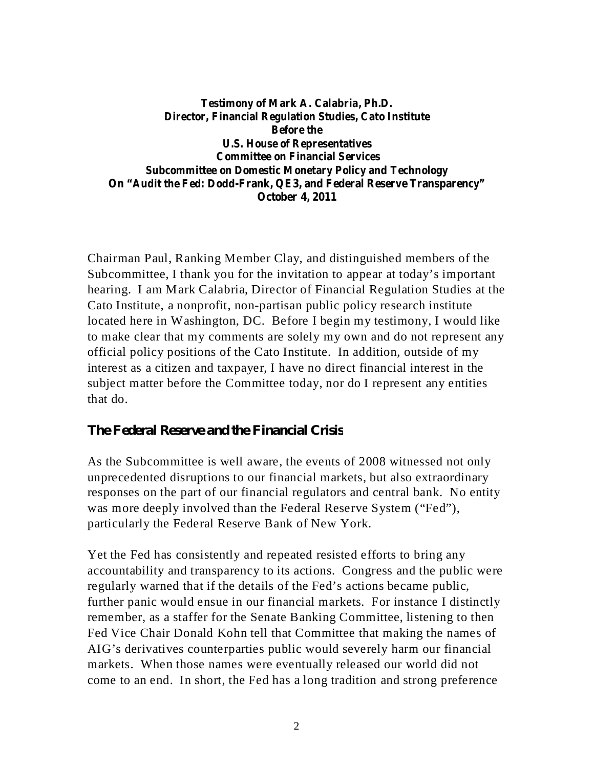**Testimony of Mark A. Calabria, Ph.D.**
**Director, Financial Regulation Studies, Cato Institute**
**Before the**
**U.S. House of Representatives**
**Committee on Financial Services**
**Subcommittee on Domestic Monetary Policy and Technology**
**On "Audit the Fed: Dodd-Frank, QE3, and Federal Reserve Transparency"**
**October 4, 2011**

Chairman Paul, Ranking Member Clay, and distinguished members of the Subcommittee, I thank you for the invitation to appear at today's important hearing. I am Mark Calabria, Director of Financial Regulation Studies at the Cato Institute, a nonprofit, non-partisan public policy research institute located here in Washington, DC. Before I begin my testimony, I would like to make clear that my comments are solely my own and do not represent any official policy positions of the Cato Institute. In addition, outside of my interest as a citizen and taxpayer, I have no direct financial interest in the subject matter before the Committee today, nor do I represent any entities that do.

## The Federal Reserve and the Financial Crisis

As the Subcommittee is well aware, the events of 2008 witnessed not only unprecedented disruptions to our financial markets, but also extraordinary responses on the part of our financial regulators and central bank. No entity was more deeply involved than the Federal Reserve System ("Fed"), particularly the Federal Reserve Bank of New York.

Yet the Fed has consistently and repeated resisted efforts to bring any accountability and transparency to its actions. Congress and the public were regularly warned that if the details of the Fed's actions became public, further panic would ensue in our financial markets. For instance I distinctly remember, as a staffer for the Senate Banking Committee, listening to then Fed Vice Chair Donald Kohn tell that Committee that making the names of AIG's derivatives counterparties public would severely harm our financial markets. When those names were eventually released our world did not come to an end. In short, the Fed has a long tradition and strong preference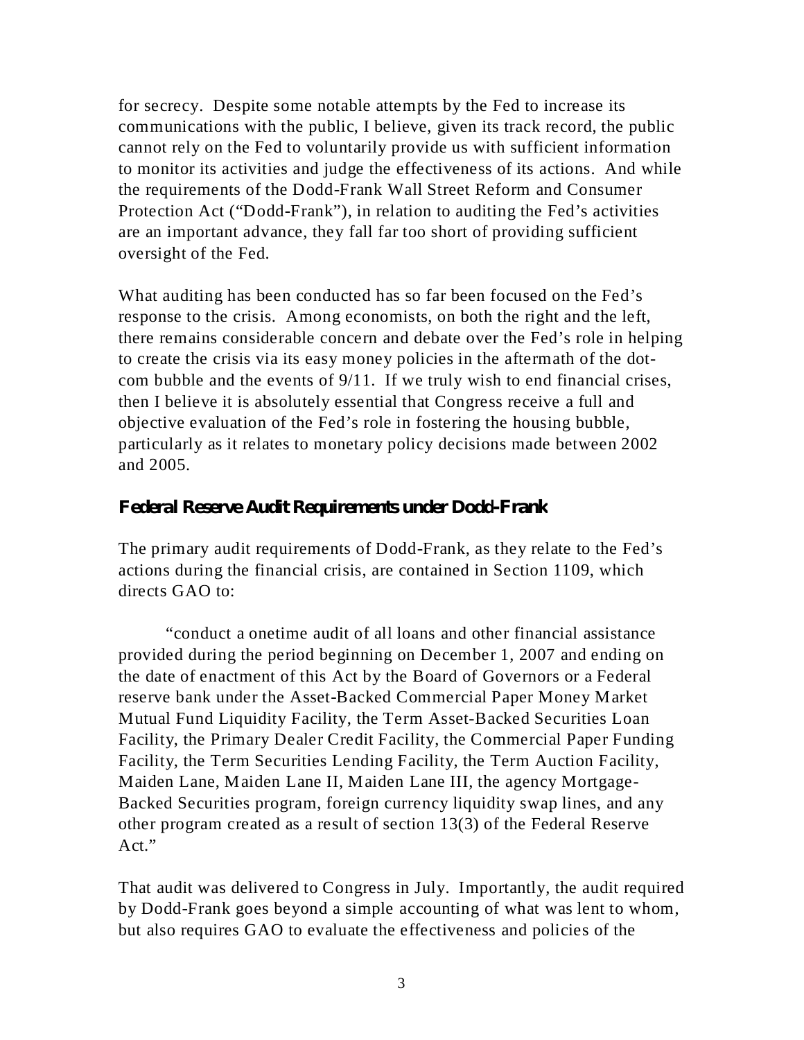for secrecy. Despite some notable attempts by the Fed to increase its communications with the public, I believe, given its track record, the public cannot rely on the Fed to voluntarily provide us with sufficient information to monitor its activities and judge the effectiveness of its actions. And while the requirements of the Dodd-Frank Wall Street Reform and Consumer Protection Act ("Dodd-Frank"), in relation to auditing the Fed's activities are an important advance, they fall far too short of providing sufficient oversight of the Fed.

What auditing has been conducted has so far been focused on the Fed's response to the crisis. Among economists, on both the right and the left, there remains considerable concern and debate over the Fed's role in helping to create the crisis via its easy money policies in the aftermath of the dot-com bubble and the events of 9/11. If we truly wish to end financial crises, then I believe it is absolutely essential that Congress receive a full and objective evaluation of the Fed's role in fostering the housing bubble, particularly as it relates to monetary policy decisions made between 2002 and 2005.

## Federal Reserve Audit Requirements under Dodd-Frank

The primary audit requirements of Dodd-Frank, as they relate to the Fed's actions during the financial crisis, are contained in Section 1109, which directs GAO to:

> "conduct a onetime audit of all loans and other financial assistance provided during the period beginning on December 1, 2007 and ending on the date of enactment of this Act by the Board of Governors or a Federal reserve bank under the Asset-Backed Commercial Paper Money Market Mutual Fund Liquidity Facility, the Term Asset-Backed Securities Loan Facility, the Primary Dealer Credit Facility, the Commercial Paper Funding Facility, the Term Securities Lending Facility, the Term Auction Facility, Maiden Lane, Maiden Lane II, Maiden Lane III, the agency Mortgage-Backed Securities program, foreign currency liquidity swap lines, and any other program created as a result of section 13(3) of the Federal Reserve Act."

That audit was delivered to Congress in July. Importantly, the audit required by Dodd-Frank goes beyond a simple accounting of what was lent to whom, but also requires GAO to evaluate the effectiveness and policies of the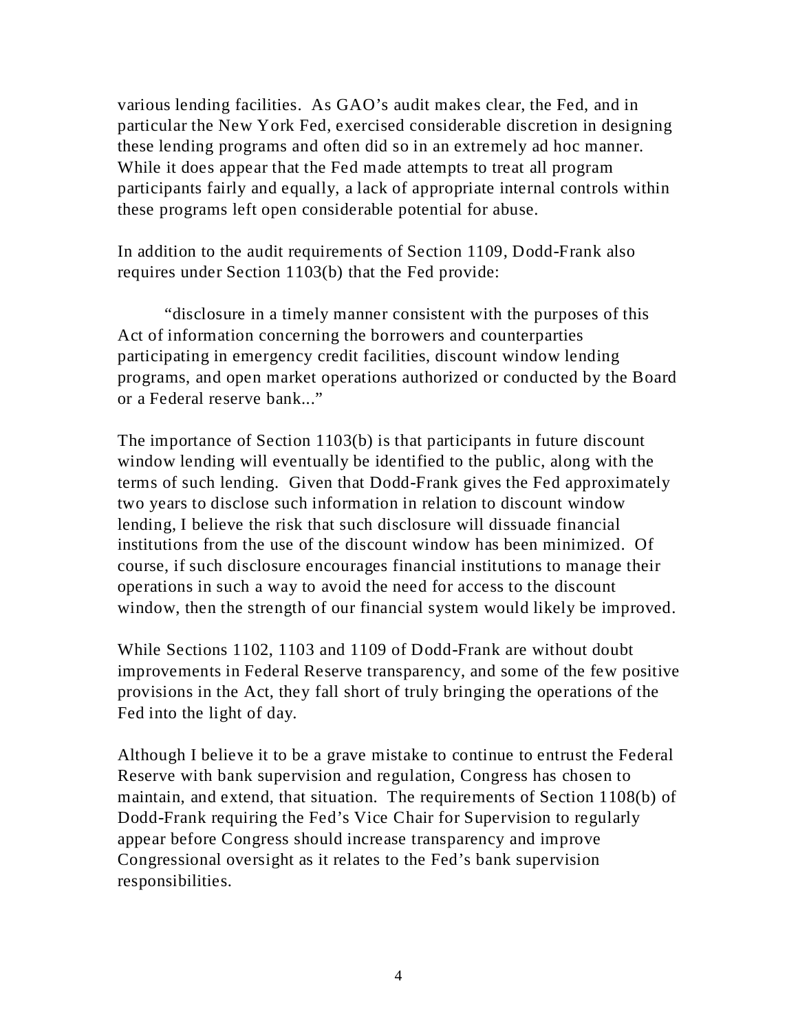various lending facilities. As GAO's audit makes clear, the Fed, and in particular the New York Fed, exercised considerable discretion in designing these lending programs and often did so in an extremely ad hoc manner. While it does appear that the Fed made attempts to treat all program participants fairly and equally, a lack of appropriate internal controls within these programs left open considerable potential for abuse.

In addition to the audit requirements of Section 1109, Dodd-Frank also requires under Section 1103(b) that the Fed provide:

> "disclosure in a timely manner consistent with the purposes of this Act of information concerning the borrowers and counterparties participating in emergency credit facilities, discount window lending programs, and open market operations authorized or conducted by the Board or a Federal reserve bank..."

The importance of Section 1103(b) is that participants in future discount window lending will eventually be identified to the public, along with the terms of such lending. Given that Dodd-Frank gives the Fed approximately two years to disclose such information in relation to discount window lending, I believe the risk that such disclosure will dissuade financial institutions from the use of the discount window has been minimized. Of course, if such disclosure encourages financial institutions to manage their operations in such a way to avoid the need for access to the discount window, then the strength of our financial system would likely be improved.

While Sections 1102, 1103 and 1109 of Dodd-Frank are without doubt improvements in Federal Reserve transparency, and some of the few positive provisions in the Act, they fall short of truly bringing the operations of the Fed into the light of day.

Although I believe it to be a grave mistake to continue to entrust the Federal Reserve with bank supervision and regulation, Congress has chosen to maintain, and extend, that situation. The requirements of Section 1108(b) of Dodd-Frank requiring the Fed's Vice Chair for Supervision to regularly appear before Congress should increase transparency and improve Congressional oversight as it relates to the Fed's bank supervision responsibilities.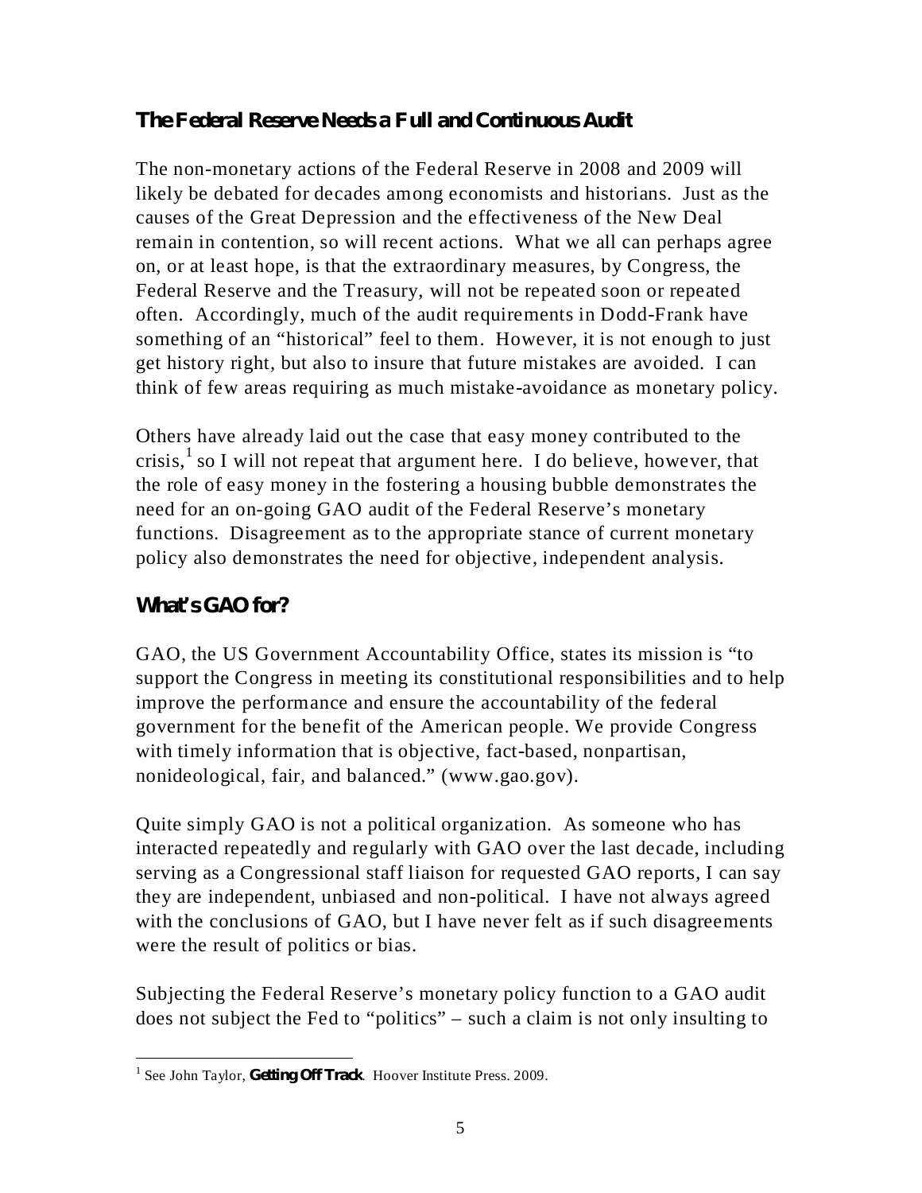## The Federal Reserve Needs a Full and Continuous Audit

The non-monetary actions of the Federal Reserve in 2008 and 2009 will likely be debated for decades among economists and historians. Just as the causes of the Great Depression and the effectiveness of the New Deal remain in contention, so will recent actions. What we all can perhaps agree on, or at least hope, is that the extraordinary measures, by Congress, the Federal Reserve and the Treasury, will not be repeated soon or repeated often. Accordingly, much of the audit requirements in Dodd-Frank have something of an "historical" feel to them. However, it is not enough to just get history right, but also to insure that future mistakes are avoided. I can think of few areas requiring as much mistake-avoidance as monetary policy.

Others have already laid out the case that easy money contributed to the crisis,[1] so I will not repeat that argument here. I do believe, however, that the role of easy money in the fostering a housing bubble demonstrates the need for an on-going GAO audit of the Federal Reserve's monetary functions. Disagreement as to the appropriate stance of current monetary policy also demonstrates the need for objective, independent analysis.

## What's GAO for?

GAO, the US Government Accountability Office, states its mission is "to support the Congress in meeting its constitutional responsibilities and to help improve the performance and ensure the accountability of the federal government for the benefit of the American people. We provide Congress with timely information that is objective, fact-based, nonpartisan, nonideological, fair, and balanced." (www.gao.gov).

Quite simply GAO is not a political organization. As someone who has interacted repeatedly and regularly with GAO over the last decade, including serving as a Congressional staff liaison for requested GAO reports, I can say they are independent, unbiased and non-political. I have not always agreed with the conclusions of GAO, but I have never felt as if such disagreements were the result of politics or bias.

Subjecting the Federal Reserve's monetary policy function to a GAO audit does not subject the Fed to "politics" – such a claim is not only insulting to

[1] See John Taylor, **Getting Off Track**. Hoover Institute Press. 2009.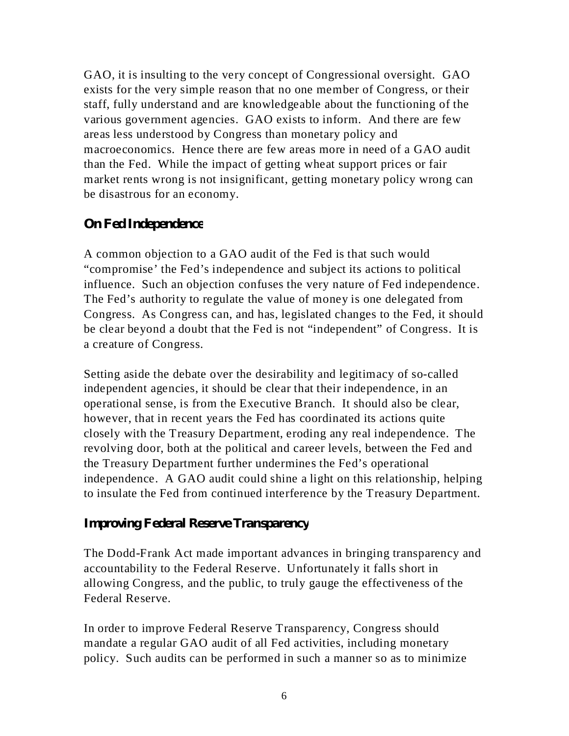GAO, it is insulting to the very concept of Congressional oversight. GAO exists for the very simple reason that no one member of Congress, or their staff, fully understand and are knowledgeable about the functioning of the various government agencies. GAO exists to inform. And there are few areas less understood by Congress than monetary policy and macroeconomics. Hence there are few areas more in need of a GAO audit than the Fed. While the impact of getting wheat support prices or fair market rents wrong is not insignificant, getting monetary policy wrong can be disastrous for an economy.

## On Fed Independence

A common objection to a GAO audit of the Fed is that such would "compromise' the Fed's independence and subject its actions to political influence. Such an objection confuses the very nature of Fed independence. The Fed's authority to regulate the value of money is one delegated from Congress. As Congress can, and has, legislated changes to the Fed, it should be clear beyond a doubt that the Fed is not "independent" of Congress. It is a creature of Congress.

Setting aside the debate over the desirability and legitimacy of so-called independent agencies, it should be clear that their independence, in an operational sense, is from the Executive Branch. It should also be clear, however, that in recent years the Fed has coordinated its actions quite closely with the Treasury Department, eroding any real independence. The revolving door, both at the political and career levels, between the Fed and the Treasury Department further undermines the Fed's operational independence. A GAO audit could shine a light on this relationship, helping to insulate the Fed from continued interference by the Treasury Department.

## Improving Federal Reserve Transparency

The Dodd-Frank Act made important advances in bringing transparency and accountability to the Federal Reserve. Unfortunately it falls short in allowing Congress, and the public, to truly gauge the effectiveness of the Federal Reserve.

In order to improve Federal Reserve Transparency, Congress should mandate a regular GAO audit of all Fed activities, including monetary policy. Such audits can be performed in such a manner so as to minimize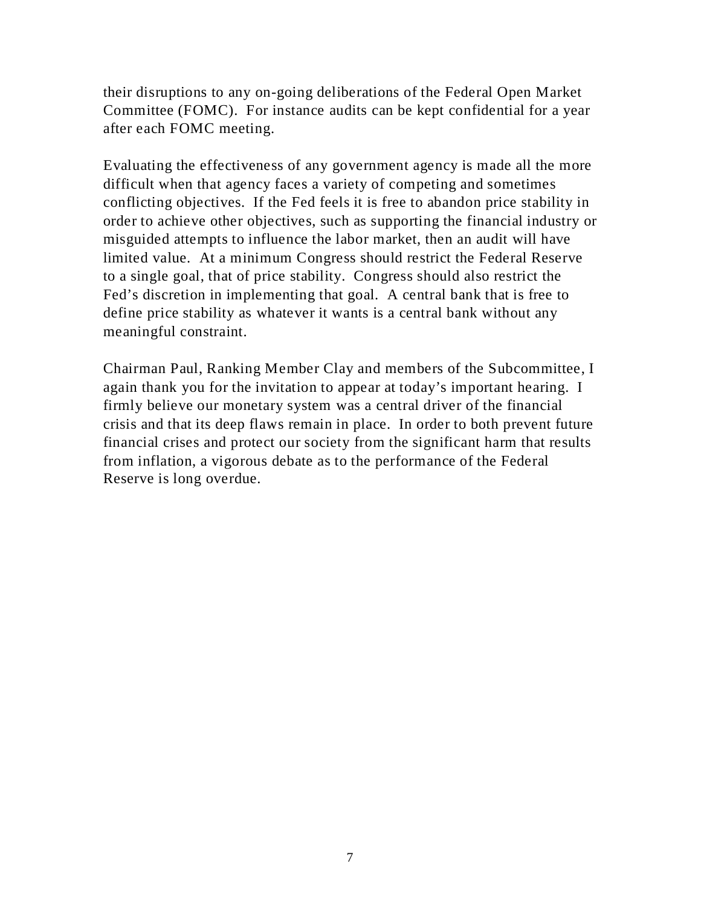their disruptions to any on-going deliberations of the Federal Open Market Committee (FOMC). For instance audits can be kept confidential for a year after each FOMC meeting.

Evaluating the effectiveness of any government agency is made all the more difficult when that agency faces a variety of competing and sometimes conflicting objectives. If the Fed feels it is free to abandon price stability in order to achieve other objectives, such as supporting the financial industry or misguided attempts to influence the labor market, then an audit will have limited value. At a minimum Congress should restrict the Federal Reserve to a single goal, that of price stability. Congress should also restrict the Fed's discretion in implementing that goal. A central bank that is free to define price stability as whatever it wants is a central bank without any meaningful constraint.

Chairman Paul, Ranking Member Clay and members of the Subcommittee, I again thank you for the invitation to appear at today's important hearing. I firmly believe our monetary system was a central driver of the financial crisis and that its deep flaws remain in place. In order to both prevent future financial crises and protect our society from the significant harm that results from inflation, a vigorous debate as to the performance of the Federal Reserve is long overdue.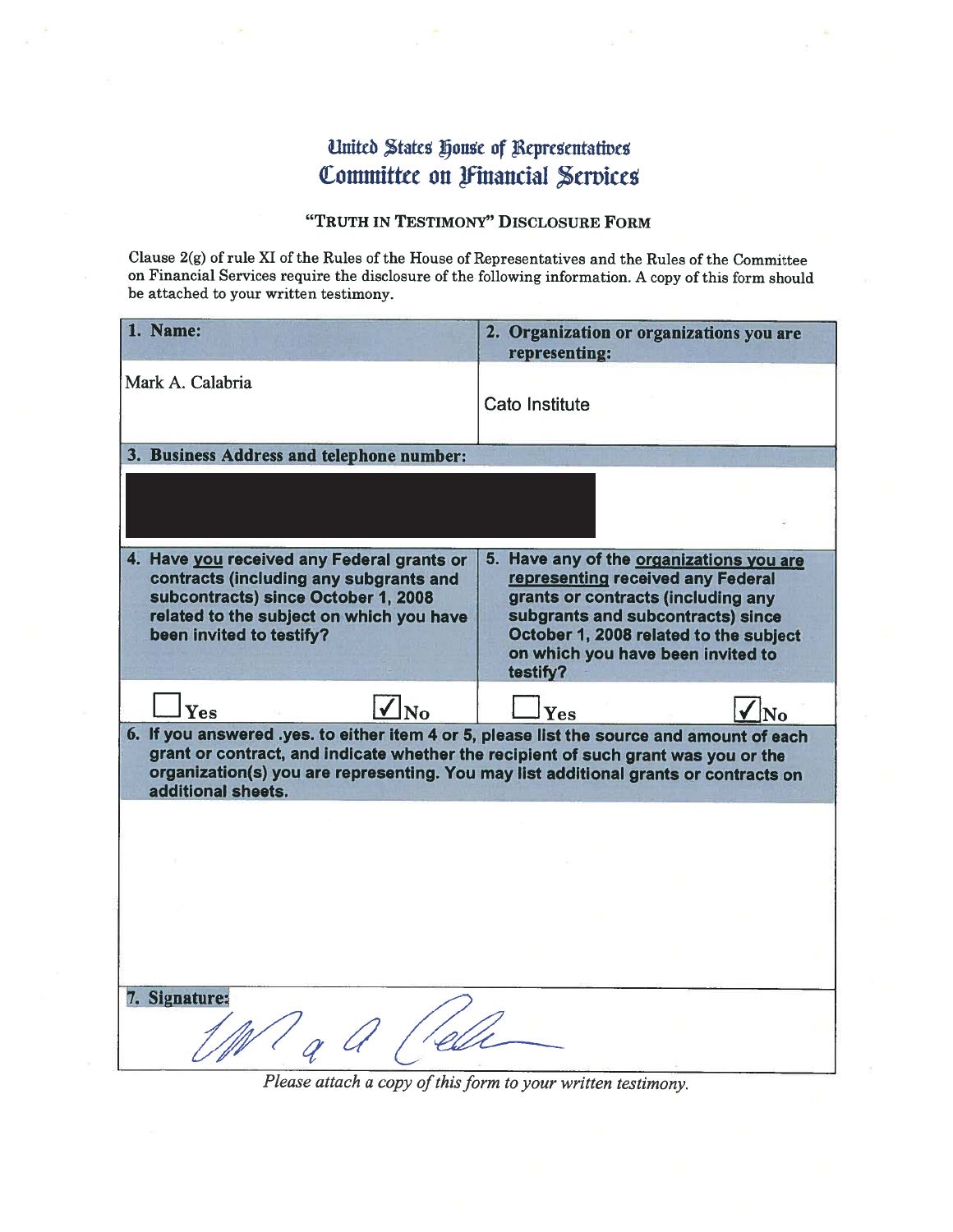# United States House of Representatives
# Committee on Financial Services

## "TRUTH IN TESTIMONY" DISCLOSURE FORM

Clause 2(g) of rule XI of the Rules of the House of Representatives and the Rules of the Committee on Financial Services require the disclosure of the following information. A copy of this form should be attached to your written testimony.

| **1. Name:** | **2. Organization or organizations you are representing:** |
| --- | --- |
| Mark A. Calabria | Cato Institute |

**3. Business Address and telephone number:**

[redacted]

| **4. Have you received any Federal grants or contracts (including any subgrants and subcontracts) since October 1, 2008 related to the subject on which you have been invited to testify?** | **5. Have any of the organizations you are representing received any Federal grants or contracts (including any subgrants and subcontracts) since October 1, 2008 related to the subject on which you have been invited to testify?** |
| --- | --- |
| ☐ Yes ☑ No | ☐ Yes ☑ No |

**6. If you answered .yes. to either item 4 or 5, please list the source and amount of each grant or contract, and indicate whether the recipient of such grant was you or the organization(s) you are representing. You may list additional grants or contracts on additional sheets.**

**7. Signature:**

*Please attach a copy of this form to your written testimony.*